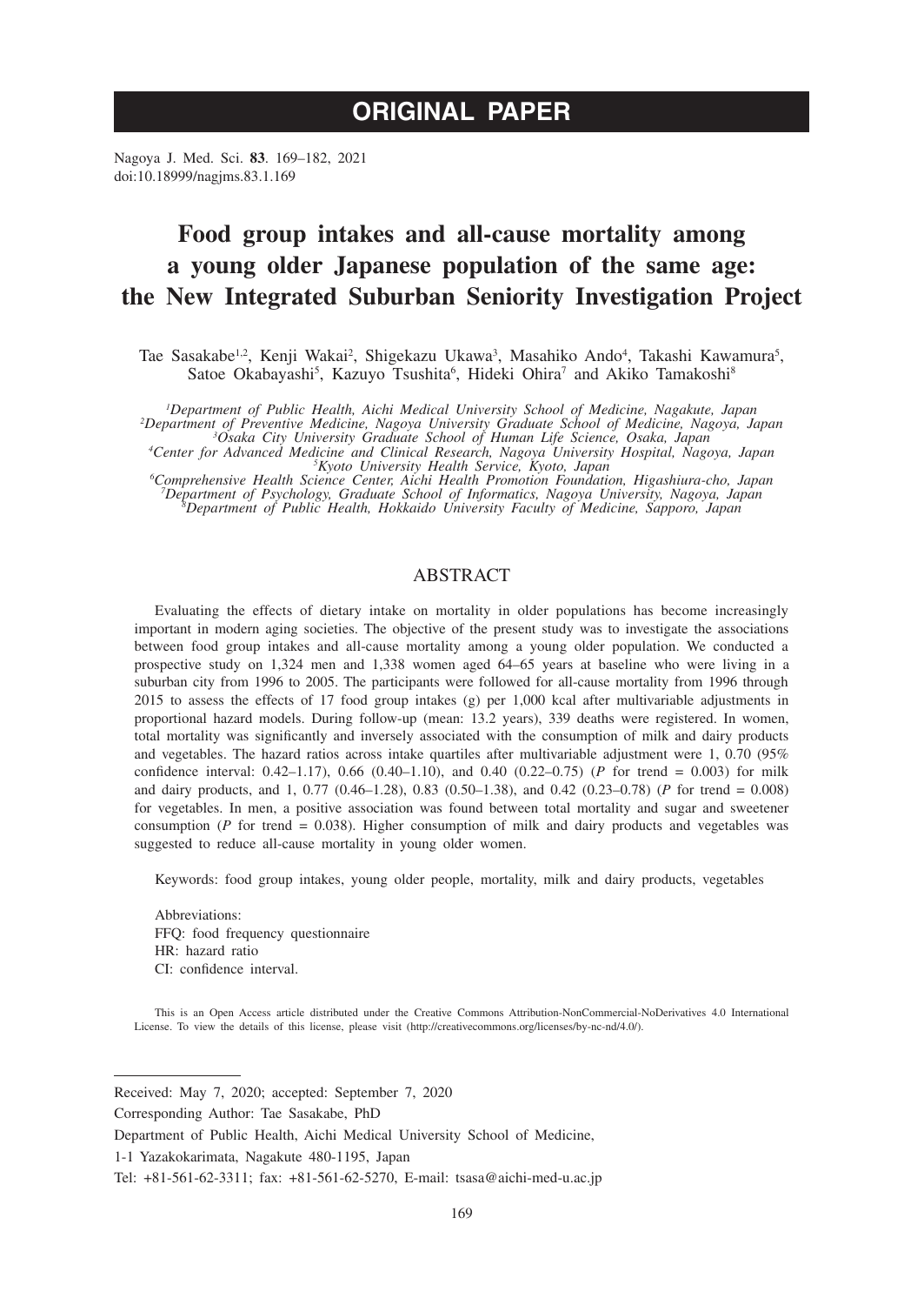ORIGINAL PAPER

Nagoya J. Med. Sci. **83**. 169–182, 2021
doi:10.18999/nagjms.83.1.169

# Food group intakes and all-cause mortality among a young older Japanese population of the same age: the New Integrated Suburban Seniority Investigation Project

Tae Sasakabe[1,2], Kenji Wakai[2], Shigekazu Ukawa[3], Masahiko Ando[4], Takashi Kawamura[5], Satoe Okabayashi[5], Kazuyo Tsushita[6], Hideki Ohira[7] and Akiko Tamakoshi[8]

[1]*Department of Public Health, Aichi Medical University School of Medicine, Nagakute, Japan*
[2]*Department of Preventive Medicine, Nagoya University Graduate School of Medicine, Nagoya, Japan*
[3]*Osaka City University Graduate School of Human Life Science, Osaka, Japan*
[4]*Center for Advanced Medicine and Clinical Research, Nagoya University Hospital, Nagoya, Japan*
[5]*Kyoto University Health Service, Kyoto, Japan*
[6]*Comprehensive Health Science Center, Aichi Health Promotion Foundation, Higashiura-cho, Japan*
[7]*Department of Psychology, Graduate School of Informatics, Nagoya University, Nagoya, Japan*
[8]*Department of Public Health, Hokkaido University Faculty of Medicine, Sapporo, Japan*

## ABSTRACT

Evaluating the effects of dietary intake on mortality in older populations has become increasingly important in modern aging societies. The objective of the present study was to investigate the associations between food group intakes and all-cause mortality among a young older population. We conducted a prospective study on 1,324 men and 1,338 women aged 64–65 years at baseline who were living in a suburban city from 1996 to 2005. The participants were followed for all-cause mortality from 1996 through 2015 to assess the effects of 17 food group intakes (g) per 1,000 kcal after multivariable adjustments in proportional hazard models. During follow-up (mean: 13.2 years), 339 deaths were registered. In women, total mortality was significantly and inversely associated with the consumption of milk and dairy products and vegetables. The hazard ratios across intake quartiles after multivariable adjustment were 1, 0.70 (95% confidence interval: 0.42–1.17), 0.66 (0.40–1.10), and 0.40 (0.22–0.75) (*P* for trend = 0.003) for milk and dairy products, and 1, 0.77 (0.46–1.28), 0.83 (0.50–1.38), and 0.42 (0.23–0.78) (*P* for trend = 0.008) for vegetables. In men, a positive association was found between total mortality and sugar and sweetener consumption (*P* for trend = 0.038). Higher consumption of milk and dairy products and vegetables was suggested to reduce all-cause mortality in young older women.

Keywords: food group intakes, young older people, mortality, milk and dairy products, vegetables

Abbreviations:
FFQ: food frequency questionnaire
HR: hazard ratio
CI: confidence interval.

This is an Open Access article distributed under the Creative Commons Attribution-NonCommercial-NoDerivatives 4.0 International License. To view the details of this license, please visit (http://creativecommons.org/licenses/by-nc-nd/4.0/).

Received: May 7, 2020; accepted: September 7, 2020
Corresponding Author: Tae Sasakabe, PhD
Department of Public Health, Aichi Medical University School of Medicine,
1-1 Yazakokarimata, Nagakute 480-1195, Japan
Tel: +81-561-62-3311; fax: +81-561-62-5270, E-mail: tsasa@aichi-med-u.ac.jp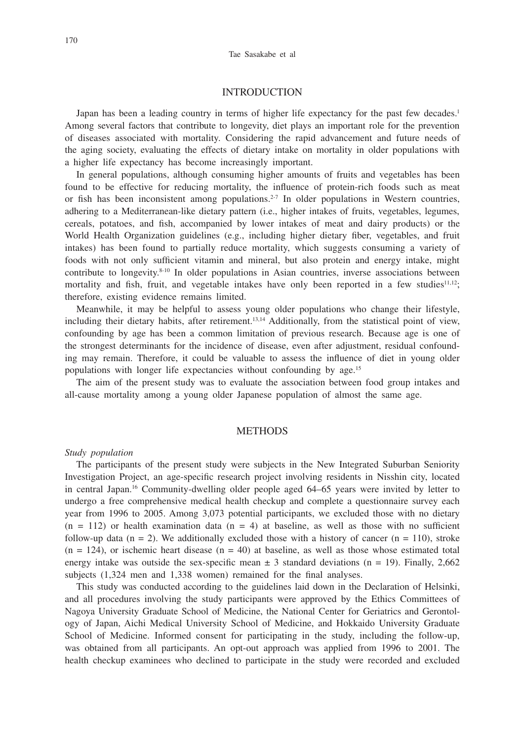## INTRODUCTION

Japan has been a leading country in terms of higher life expectancy for the past few decades.[1] Among several factors that contribute to longevity, diet plays an important role for the prevention of diseases associated with mortality. Considering the rapid advancement and future needs of the aging society, evaluating the effects of dietary intake on mortality in older populations with a higher life expectancy has become increasingly important.

In general populations, although consuming higher amounts of fruits and vegetables has been found to be effective for reducing mortality, the influence of protein-rich foods such as meat or fish has been inconsistent among populations.[2-7] In older populations in Western countries, adhering to a Mediterranean-like dietary pattern (i.e., higher intakes of fruits, vegetables, legumes, cereals, potatoes, and fish, accompanied by lower intakes of meat and dairy products) or the World Health Organization guidelines (e.g., including higher dietary fiber, vegetables, and fruit intakes) has been found to partially reduce mortality, which suggests consuming a variety of foods with not only sufficient vitamin and mineral, but also protein and energy intake, might contribute to longevity.[8-10] In older populations in Asian countries, inverse associations between mortality and fish, fruit, and vegetable intakes have only been reported in a few studies[11,12]; therefore, existing evidence remains limited.

Meanwhile, it may be helpful to assess young older populations who change their lifestyle, including their dietary habits, after retirement.[13,14] Additionally, from the statistical point of view, confounding by age has been a common limitation of previous research. Because age is one of the strongest determinants for the incidence of disease, even after adjustment, residual confounding may remain. Therefore, it could be valuable to assess the influence of diet in young older populations with longer life expectancies without confounding by age.[15]

The aim of the present study was to evaluate the association between food group intakes and all-cause mortality among a young older Japanese population of almost the same age.

## METHODS

*Study population*

The participants of the present study were subjects in the New Integrated Suburban Seniority Investigation Project, an age-specific research project involving residents in Nisshin city, located in central Japan.[16] Community-dwelling older people aged 64–65 years were invited by letter to undergo a free comprehensive medical health checkup and complete a questionnaire survey each year from 1996 to 2005. Among 3,073 potential participants, we excluded those with no dietary (n = 112) or health examination data (n = 4) at baseline, as well as those with no sufficient follow-up data (n = 2). We additionally excluded those with a history of cancer (n = 110), stroke (n = 124), or ischemic heart disease (n = 40) at baseline, as well as those whose estimated total energy intake was outside the sex-specific mean ± 3 standard deviations (n = 19). Finally, 2,662 subjects (1,324 men and 1,338 women) remained for the final analyses.

This study was conducted according to the guidelines laid down in the Declaration of Helsinki, and all procedures involving the study participants were approved by the Ethics Committees of Nagoya University Graduate School of Medicine, the National Center for Geriatrics and Gerontology of Japan, Aichi Medical University School of Medicine, and Hokkaido University Graduate School of Medicine. Informed consent for participating in the study, including the follow-up, was obtained from all participants. An opt-out approach was applied from 1996 to 2001. The health checkup examinees who declined to participate in the study were recorded and excluded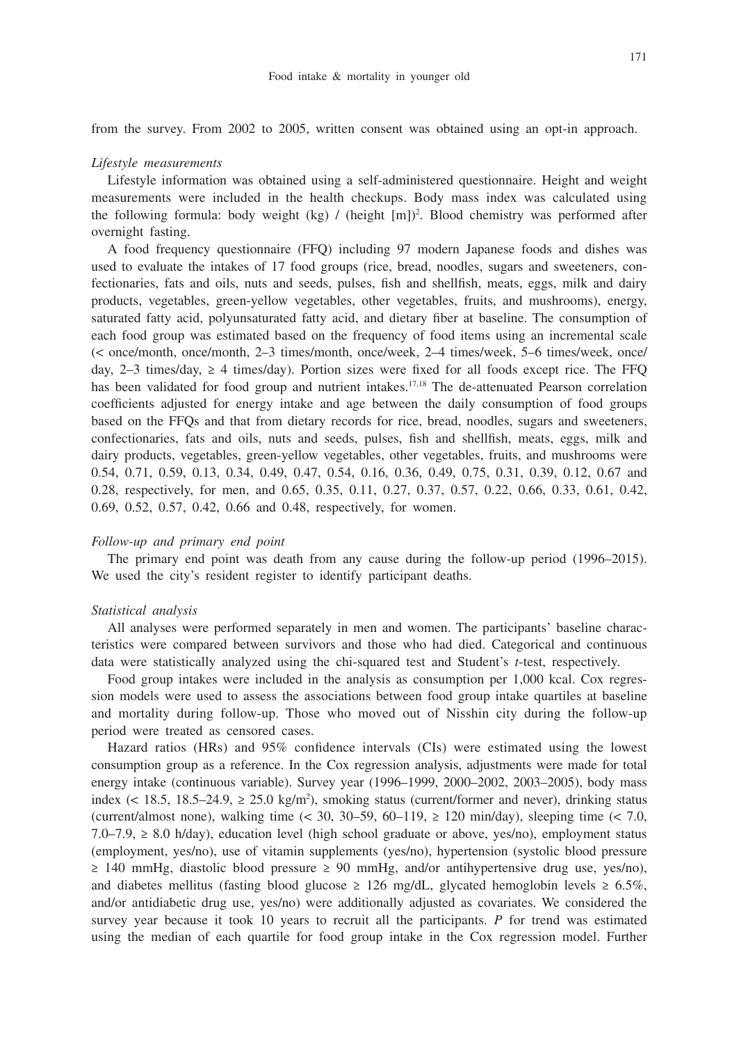from the survey. From 2002 to 2005, written consent was obtained using an opt-in approach.

*Lifestyle measurements*

Lifestyle information was obtained using a self-administered questionnaire. Height and weight measurements were included in the health checkups. Body mass index was calculated using the following formula: body weight (kg) / (height [m])$^2$. Blood chemistry was performed after overnight fasting.

A food frequency questionnaire (FFQ) including 97 modern Japanese foods and dishes was used to evaluate the intakes of 17 food groups (rice, bread, noodles, sugars and sweeteners, confectionaries, fats and oils, nuts and seeds, pulses, fish and shellfish, meats, eggs, milk and dairy products, vegetables, green-yellow vegetables, other vegetables, fruits, and mushrooms), energy, saturated fatty acid, polyunsaturated fatty acid, and dietary fiber at baseline. The consumption of each food group was estimated based on the frequency of food items using an incremental scale (< once/month, once/month, 2–3 times/month, once/week, 2–4 times/week, 5–6 times/week, once/day, 2–3 times/day, ≥ 4 times/day). Portion sizes were fixed for all foods except rice. The FFQ has been validated for food group and nutrient intakes.[17,18] The de-attenuated Pearson correlation coefficients adjusted for energy intake and age between the daily consumption of food groups based on the FFQs and that from dietary records for rice, bread, noodles, sugars and sweeteners, confectionaries, fats and oils, nuts and seeds, pulses, fish and shellfish, meats, eggs, milk and dairy products, vegetables, green-yellow vegetables, other vegetables, fruits, and mushrooms were 0.54, 0.71, 0.59, 0.13, 0.34, 0.49, 0.47, 0.54, 0.16, 0.36, 0.49, 0.75, 0.31, 0.39, 0.12, 0.67 and 0.28, respectively, for men, and 0.65, 0.35, 0.11, 0.27, 0.37, 0.57, 0.22, 0.66, 0.33, 0.61, 0.42, 0.69, 0.52, 0.57, 0.42, 0.66 and 0.48, respectively, for women.

*Follow-up and primary end point*

The primary end point was death from any cause during the follow-up period (1996–2015). We used the city's resident register to identify participant deaths.

*Statistical analysis*

All analyses were performed separately in men and women. The participants' baseline characteristics were compared between survivors and those who had died. Categorical and continuous data were statistically analyzed using the chi-squared test and Student's *t*-test, respectively.

Food group intakes were included in the analysis as consumption per 1,000 kcal. Cox regression models were used to assess the associations between food group intake quartiles at baseline and mortality during follow-up. Those who moved out of Nisshin city during the follow-up period were treated as censored cases.

Hazard ratios (HRs) and 95% confidence intervals (CIs) were estimated using the lowest consumption group as a reference. In the Cox regression analysis, adjustments were made for total energy intake (continuous variable). Survey year (1996–1999, 2000–2002, 2003–2005), body mass index (< 18.5, 18.5–24.9, ≥ 25.0 kg/m$^2$), smoking status (current/former and never), drinking status (current/almost none), walking time (< 30, 30–59, 60–119, ≥ 120 min/day), sleeping time (< 7.0, 7.0–7.9, ≥ 8.0 h/day), education level (high school graduate or above, yes/no), employment status (employment, yes/no), use of vitamin supplements (yes/no), hypertension (systolic blood pressure ≥ 140 mmHg, diastolic blood pressure ≥ 90 mmHg, and/or antihypertensive drug use, yes/no), and diabetes mellitus (fasting blood glucose ≥ 126 mg/dL, glycated hemoglobin levels ≥ 6.5%, and/or antidiabetic drug use, yes/no) were additionally adjusted as covariates. We considered the survey year because it took 10 years to recruit all the participants. *P* for trend was estimated using the median of each quartile for food group intake in the Cox regression model. Further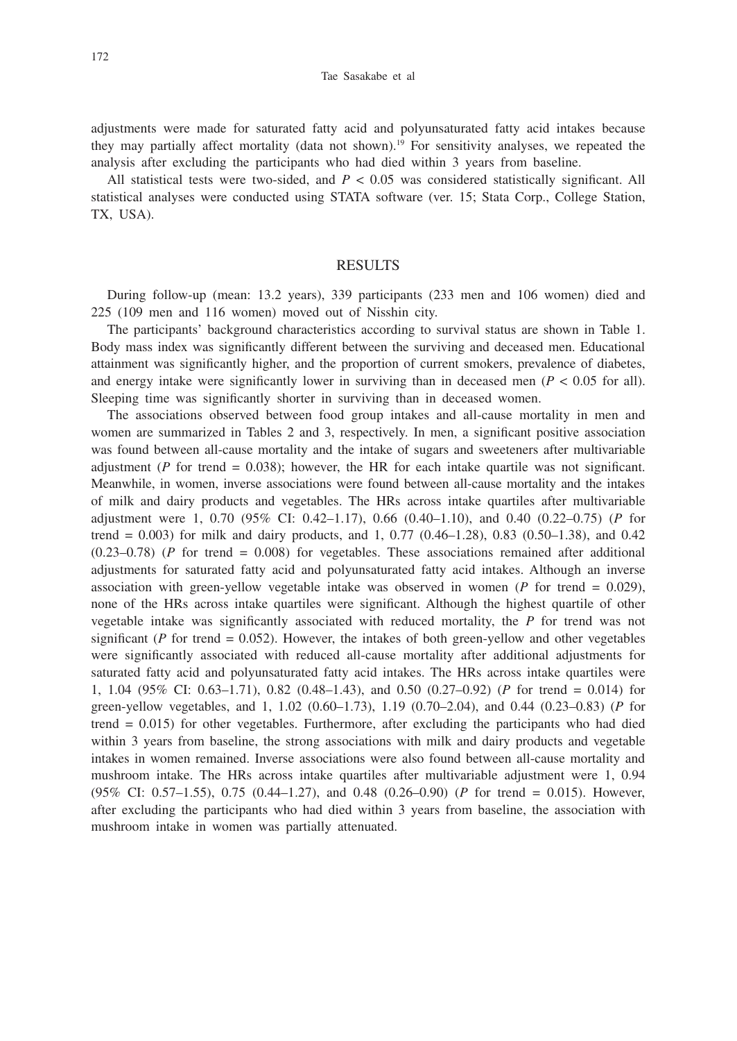adjustments were made for saturated fatty acid and polyunsaturated fatty acid intakes because they may partially affect mortality (data not shown).[19] For sensitivity analyses, we repeated the analysis after excluding the participants who had died within 3 years from baseline.

All statistical tests were two-sided, and $P < 0.05$ was considered statistically significant. All statistical analyses were conducted using STATA software (ver. 15; Stata Corp., College Station, TX, USA).

## RESULTS

During follow-up (mean: 13.2 years), 339 participants (233 men and 106 women) died and 225 (109 men and 116 women) moved out of Nisshin city.

The participants' background characteristics according to survival status are shown in Table 1. Body mass index was significantly different between the surviving and deceased men. Educational attainment was significantly higher, and the proportion of current smokers, prevalence of diabetes, and energy intake were significantly lower in surviving than in deceased men ($P < 0.05$ for all). Sleeping time was significantly shorter in surviving than in deceased women.

The associations observed between food group intakes and all-cause mortality in men and women are summarized in Tables 2 and 3, respectively. In men, a significant positive association was found between all-cause mortality and the intake of sugars and sweeteners after multivariable adjustment (*P* for trend = 0.038); however, the HR for each intake quartile was not significant. Meanwhile, in women, inverse associations were found between all-cause mortality and the intakes of milk and dairy products and vegetables. The HRs across intake quartiles after multivariable adjustment were 1, 0.70 (95% CI: 0.42–1.17), 0.66 (0.40–1.10), and 0.40 (0.22–0.75) (*P* for trend = 0.003) for milk and dairy products, and 1, 0.77 (0.46–1.28), 0.83 (0.50–1.38), and 0.42 (0.23–0.78) (*P* for trend = 0.008) for vegetables. These associations remained after additional adjustments for saturated fatty acid and polyunsaturated fatty acid intakes. Although an inverse association with green-yellow vegetable intake was observed in women (*P* for trend = 0.029), none of the HRs across intake quartiles were significant. Although the highest quartile of other vegetable intake was significantly associated with reduced mortality, the *P* for trend was not significant (*P* for trend = 0.052). However, the intakes of both green-yellow and other vegetables were significantly associated with reduced all-cause mortality after additional adjustments for saturated fatty acid and polyunsaturated fatty acid intakes. The HRs across intake quartiles were 1, 1.04 (95% CI: 0.63–1.71), 0.82 (0.48–1.43), and 0.50 (0.27–0.92) (*P* for trend = 0.014) for green-yellow vegetables, and 1, 1.02 (0.60–1.73), 1.19 (0.70–2.04), and 0.44 (0.23–0.83) (*P* for trend = 0.015) for other vegetables. Furthermore, after excluding the participants who had died within 3 years from baseline, the strong associations with milk and dairy products and vegetable intakes in women remained. Inverse associations were also found between all-cause mortality and mushroom intake. The HRs across intake quartiles after multivariable adjustment were 1, 0.94 (95% CI: 0.57–1.55), 0.75 (0.44–1.27), and 0.48 (0.26–0.90) (*P* for trend = 0.015). However, after excluding the participants who had died within 3 years from baseline, the association with mushroom intake in women was partially attenuated.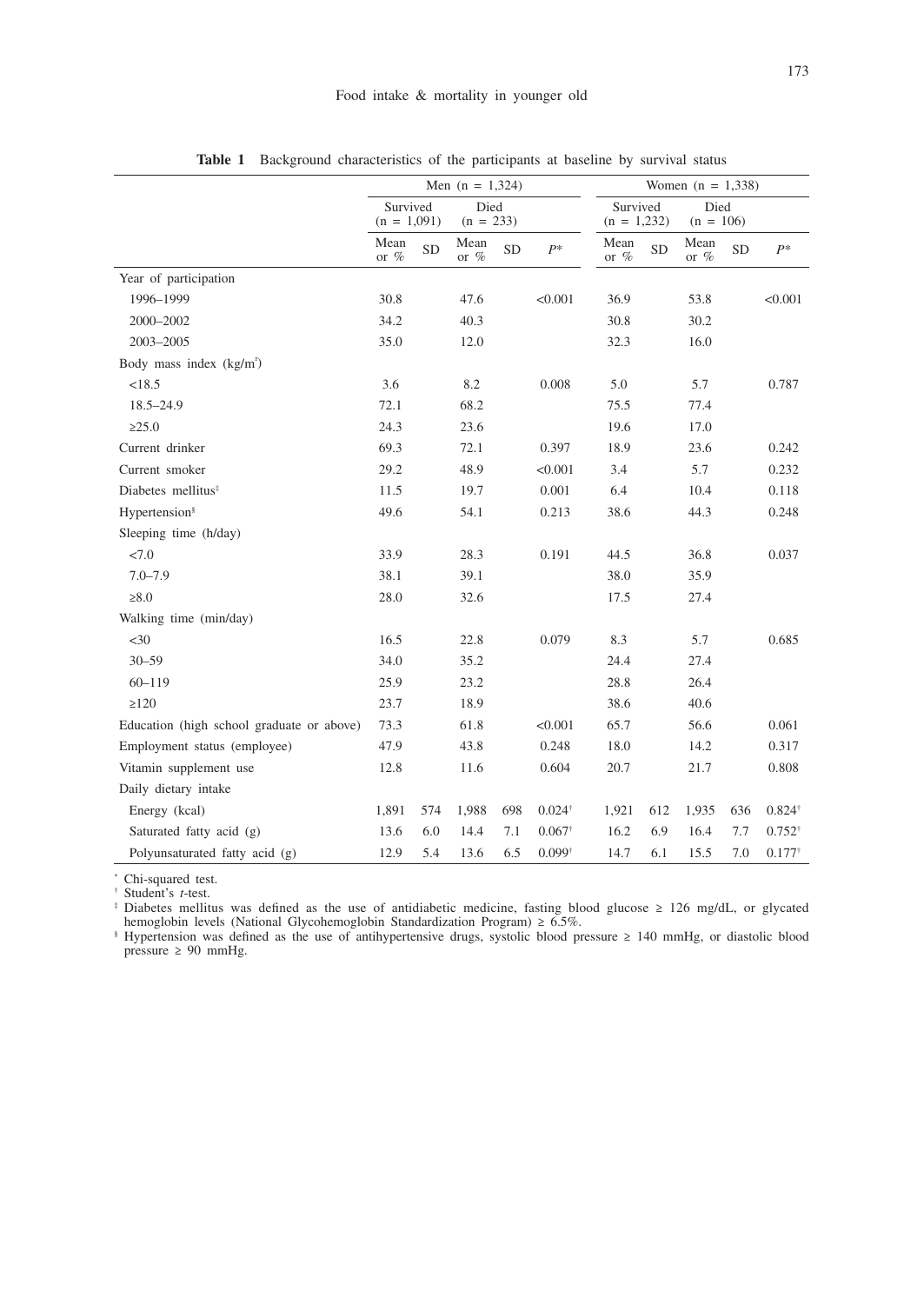**Table 1** Background characteristics of the participants at baseline by survival status

| | Men (n = 1,324) | | | | | Women (n = 1,338) | | | | |
|---|---|---|---|---|---|---|---|---|---|---|
| | Survived (n = 1,091) | | Died (n = 233) | | | Survived (n = 1,232) | | Died (n = 106) | | |
| | Mean or % | SD | Mean or % | SD | $P$* | Mean or % | SD | Mean or % | SD | $P$* |
| Year of participation | | | | | | | | | | |
| 1996–1999 | 30.8 | | 47.6 | | <0.001 | 36.9 | | 53.8 | | <0.001 |
| 2000–2002 | 34.2 | | 40.3 | | | 30.8 | | 30.2 | | |
| 2003–2005 | 35.0 | | 12.0 | | | 32.3 | | 16.0 | | |
| Body mass index (kg/m$^2$) | | | | | | | | | | |
| <18.5 | 3.6 | | 8.2 | | 0.008 | 5.0 | | 5.7 | | 0.787 |
| 18.5–24.9 | 72.1 | | 68.2 | | | 75.5 | | 77.4 | | |
| ≥25.0 | 24.3 | | 23.6 | | | 19.6 | | 17.0 | | |
| Current drinker | 69.3 | | 72.1 | | 0.397 | 18.9 | | 23.6 | | 0.242 |
| Current smoker | 29.2 | | 48.9 | | <0.001 | 3.4 | | 5.7 | | 0.232 |
| Diabetes mellitus‡ | 11.5 | | 19.7 | | 0.001 | 6.4 | | 10.4 | | 0.118 |
| Hypertension§ | 49.6 | | 54.1 | | 0.213 | 38.6 | | 44.3 | | 0.248 |
| Sleeping time (h/day) | | | | | | | | | | |
| <7.0 | 33.9 | | 28.3 | | 0.191 | 44.5 | | 36.8 | | 0.037 |
| 7.0–7.9 | 38.1 | | 39.1 | | | 38.0 | | 35.9 | | |
| ≥8.0 | 28.0 | | 32.6 | | | 17.5 | | 27.4 | | |
| Walking time (min/day) | | | | | | | | | | |
| <30 | 16.5 | | 22.8 | | 0.079 | 8.3 | | 5.7 | | 0.685 |
| 30–59 | 34.0 | | 35.2 | | | 24.4 | | 27.4 | | |
| 60–119 | 25.9 | | 23.2 | | | 28.8 | | 26.4 | | |
| ≥120 | 23.7 | | 18.9 | | | 38.6 | | 40.6 | | |
| Education (high school graduate or above) | 73.3 | | 61.8 | | <0.001 | 65.7 | | 56.6 | | 0.061 |
| Employment status (employee) | 47.9 | | 43.8 | | 0.248 | 18.0 | | 14.2 | | 0.317 |
| Vitamin supplement use | 12.8 | | 11.6 | | 0.604 | 20.7 | | 21.7 | | 0.808 |
| Daily dietary intake | | | | | | | | | | |
| Energy (kcal) | 1,891 | 574 | 1,988 | 698 | 0.024† | 1,921 | 612 | 1,935 | 636 | 0.824† |
| Saturated fatty acid (g) | 13.6 | 6.0 | 14.4 | 7.1 | 0.067† | 16.2 | 6.9 | 16.4 | 7.7 | 0.752† |
| Polyunsaturated fatty acid (g) | 12.9 | 5.4 | 13.6 | 6.5 | 0.099† | 14.7 | 6.1 | 15.5 | 7.0 | 0.177† |

\* Chi-squared test.
† Student's *t*-test.
‡ Diabetes mellitus was defined as the use of antidiabetic medicine, fasting blood glucose ≥ 126 mg/dL, or glycated hemoglobin levels (National Glycohemoglobin Standardization Program) ≥ 6.5%.
§ Hypertension was defined as the use of antihypertensive drugs, systolic blood pressure ≥ 140 mmHg, or diastolic blood pressure ≥ 90 mmHg.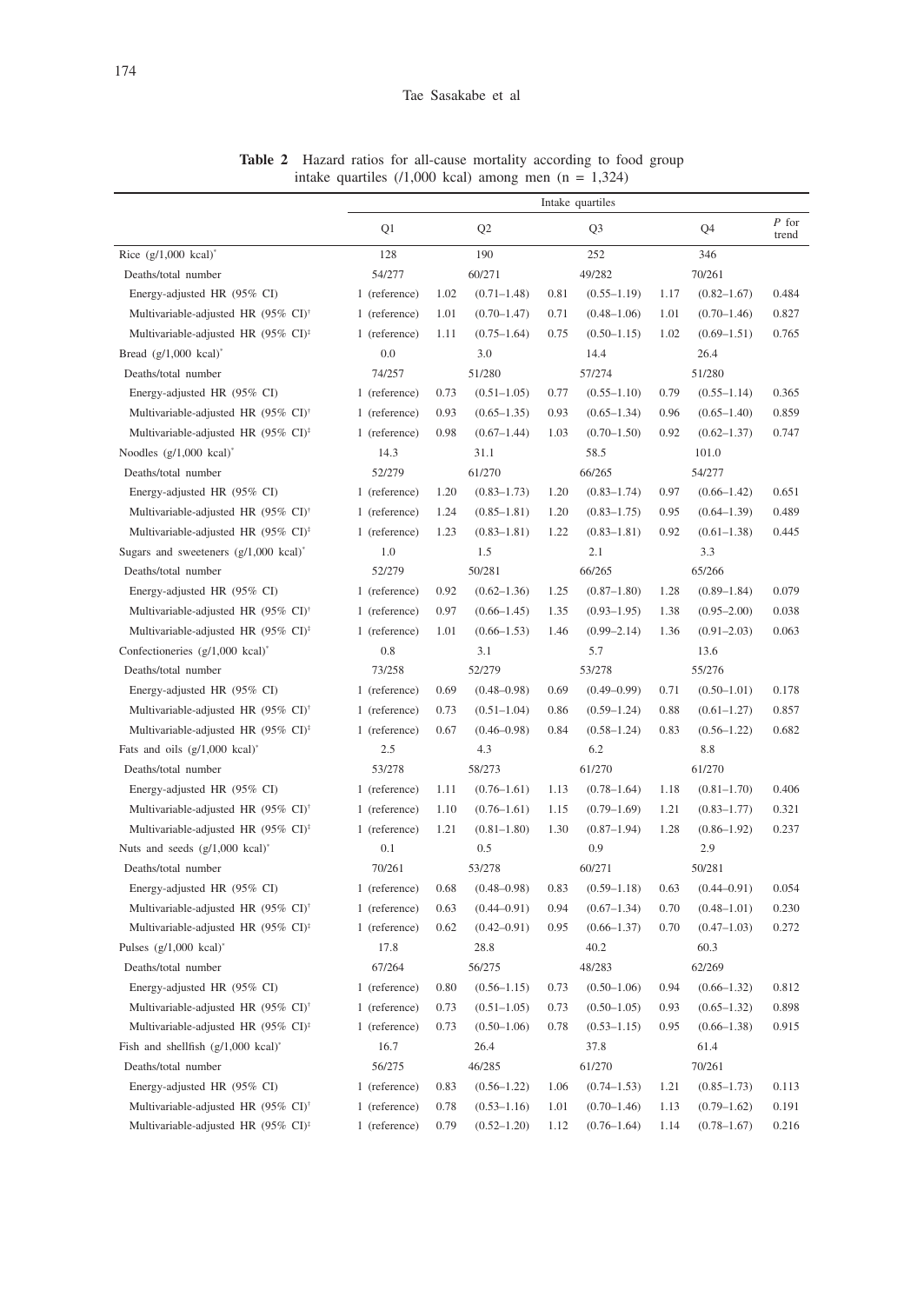**Table 2** Hazard ratios for all-cause mortality according to food group intake quartiles (/1,000 kcal) among men (n = 1,324)

| | Intake quartiles | | | | | | | |
|---|---|---|---|---|---|---|---|---|
| | Q1 | Q2 | | Q3 | | Q4 | | *P* for trend |
| Rice (g/1,000 kcal)* | 128 | 190 | | 252 | | 346 | | |
| Deaths/total number | 54/277 | 60/271 | | 49/282 | | 70/261 | | |
| Energy-adjusted HR (95% CI) | 1 (reference) | 1.02 | (0.71–1.48) | 0.81 | (0.55–1.19) | 1.17 | (0.82–1.67) | 0.484 |
| Multivariable-adjusted HR (95% CI)† | 1 (reference) | 1.01 | (0.70–1.47) | 0.71 | (0.48–1.06) | 1.01 | (0.70–1.46) | 0.827 |
| Multivariable-adjusted HR (95% CI)‡ | 1 (reference) | 1.11 | (0.75–1.64) | 0.75 | (0.50–1.15) | 1.02 | (0.69–1.51) | 0.765 |
| Bread (g/1,000 kcal)* | 0.0 | 3.0 | | 14.4 | | 26.4 | | |
| Deaths/total number | 74/257 | 51/280 | | 57/274 | | 51/280 | | |
| Energy-adjusted HR (95% CI) | 1 (reference) | 0.73 | (0.51–1.05) | 0.77 | (0.55–1.10) | 0.79 | (0.55–1.14) | 0.365 |
| Multivariable-adjusted HR (95% CI)† | 1 (reference) | 0.93 | (0.65–1.35) | 0.93 | (0.65–1.34) | 0.96 | (0.65–1.40) | 0.859 |
| Multivariable-adjusted HR (95% CI)‡ | 1 (reference) | 0.98 | (0.67–1.44) | 1.03 | (0.70–1.50) | 0.92 | (0.62–1.37) | 0.747 |
| Noodles (g/1,000 kcal)* | 14.3 | 31.1 | | 58.5 | | 101.0 | | |
| Deaths/total number | 52/279 | 61/270 | | 66/265 | | 54/277 | | |
| Energy-adjusted HR (95% CI) | 1 (reference) | 1.20 | (0.83–1.73) | 1.20 | (0.83–1.74) | 0.97 | (0.66–1.42) | 0.651 |
| Multivariable-adjusted HR (95% CI)† | 1 (reference) | 1.24 | (0.85–1.81) | 1.20 | (0.83–1.75) | 0.95 | (0.64–1.39) | 0.489 |
| Multivariable-adjusted HR (95% CI)‡ | 1 (reference) | 1.23 | (0.83–1.81) | 1.22 | (0.83–1.81) | 0.92 | (0.61–1.38) | 0.445 |
| Sugars and sweeteners (g/1,000 kcal)* | 1.0 | 1.5 | | 2.1 | | 3.3 | | |
| Deaths/total number | 52/279 | 50/281 | | 66/265 | | 65/266 | | |
| Energy-adjusted HR (95% CI) | 1 (reference) | 0.92 | (0.62–1.36) | 1.25 | (0.87–1.80) | 1.28 | (0.89–1.84) | 0.079 |
| Multivariable-adjusted HR (95% CI)† | 1 (reference) | 0.97 | (0.66–1.45) | 1.35 | (0.93–1.95) | 1.38 | (0.95–2.00) | 0.038 |
| Multivariable-adjusted HR (95% CI)‡ | 1 (reference) | 1.01 | (0.66–1.53) | 1.46 | (0.99–2.14) | 1.36 | (0.91–2.03) | 0.063 |
| Confectioneries (g/1,000 kcal)* | 0.8 | 3.1 | | 5.7 | | 13.6 | | |
| Deaths/total number | 73/258 | 52/279 | | 53/278 | | 55/276 | | |
| Energy-adjusted HR (95% CI) | 1 (reference) | 0.69 | (0.48–0.98) | 0.69 | (0.49–0.99) | 0.71 | (0.50–1.01) | 0.178 |
| Multivariable-adjusted HR (95% CI)† | 1 (reference) | 0.73 | (0.51–1.04) | 0.86 | (0.59–1.24) | 0.88 | (0.61–1.27) | 0.857 |
| Multivariable-adjusted HR (95% CI)‡ | 1 (reference) | 0.67 | (0.46–0.98) | 0.84 | (0.58–1.24) | 0.83 | (0.56–1.22) | 0.682 |
| Fats and oils (g/1,000 kcal)* | 2.5 | 4.3 | | 6.2 | | 8.8 | | |
| Deaths/total number | 53/278 | 58/273 | | 61/270 | | 61/270 | | |
| Energy-adjusted HR (95% CI) | 1 (reference) | 1.11 | (0.76–1.61) | 1.13 | (0.78–1.64) | 1.18 | (0.81–1.70) | 0.406 |
| Multivariable-adjusted HR (95% CI)† | 1 (reference) | 1.10 | (0.76–1.61) | 1.15 | (0.79–1.69) | 1.21 | (0.83–1.77) | 0.321 |
| Multivariable-adjusted HR (95% CI)‡ | 1 (reference) | 1.21 | (0.81–1.80) | 1.30 | (0.87–1.94) | 1.28 | (0.86–1.92) | 0.237 |
| Nuts and seeds (g/1,000 kcal)* | 0.1 | 0.5 | | 0.9 | | 2.9 | | |
| Deaths/total number | 70/261 | 53/278 | | 60/271 | | 50/281 | | |
| Energy-adjusted HR (95% CI) | 1 (reference) | 0.68 | (0.48–0.98) | 0.83 | (0.59–1.18) | 0.63 | (0.44–0.91) | 0.054 |
| Multivariable-adjusted HR (95% CI)† | 1 (reference) | 0.63 | (0.44–0.91) | 0.94 | (0.67–1.34) | 0.70 | (0.48–1.01) | 0.230 |
| Multivariable-adjusted HR (95% CI)‡ | 1 (reference) | 0.62 | (0.42–0.91) | 0.95 | (0.66–1.37) | 0.70 | (0.47–1.03) | 0.272 |
| Pulses (g/1,000 kcal)* | 17.8 | 28.8 | | 40.2 | | 60.3 | | |
| Deaths/total number | 67/264 | 56/275 | | 48/283 | | 62/269 | | |
| Energy-adjusted HR (95% CI) | 1 (reference) | 0.80 | (0.56–1.15) | 0.73 | (0.50–1.06) | 0.94 | (0.66–1.32) | 0.812 |
| Multivariable-adjusted HR (95% CI)† | 1 (reference) | 0.73 | (0.51–1.05) | 0.73 | (0.50–1.05) | 0.93 | (0.65–1.32) | 0.898 |
| Multivariable-adjusted HR (95% CI)‡ | 1 (reference) | 0.73 | (0.50–1.06) | 0.78 | (0.53–1.15) | 0.95 | (0.66–1.38) | 0.915 |
| Fish and shellfish (g/1,000 kcal)* | 16.7 | 26.4 | | 37.8 | | 61.4 | | |
| Deaths/total number | 56/275 | 46/285 | | 61/270 | | 70/261 | | |
| Energy-adjusted HR (95% CI) | 1 (reference) | 0.83 | (0.56–1.22) | 1.06 | (0.74–1.53) | 1.21 | (0.85–1.73) | 0.113 |
| Multivariable-adjusted HR (95% CI)† | 1 (reference) | 0.78 | (0.53–1.16) | 1.01 | (0.70–1.46) | 1.13 | (0.79–1.62) | 0.191 |
| Multivariable-adjusted HR (95% CI)‡ | 1 (reference) | 0.79 | (0.52–1.20) | 1.12 | (0.76–1.64) | 1.14 | (0.78–1.67) | 0.216 |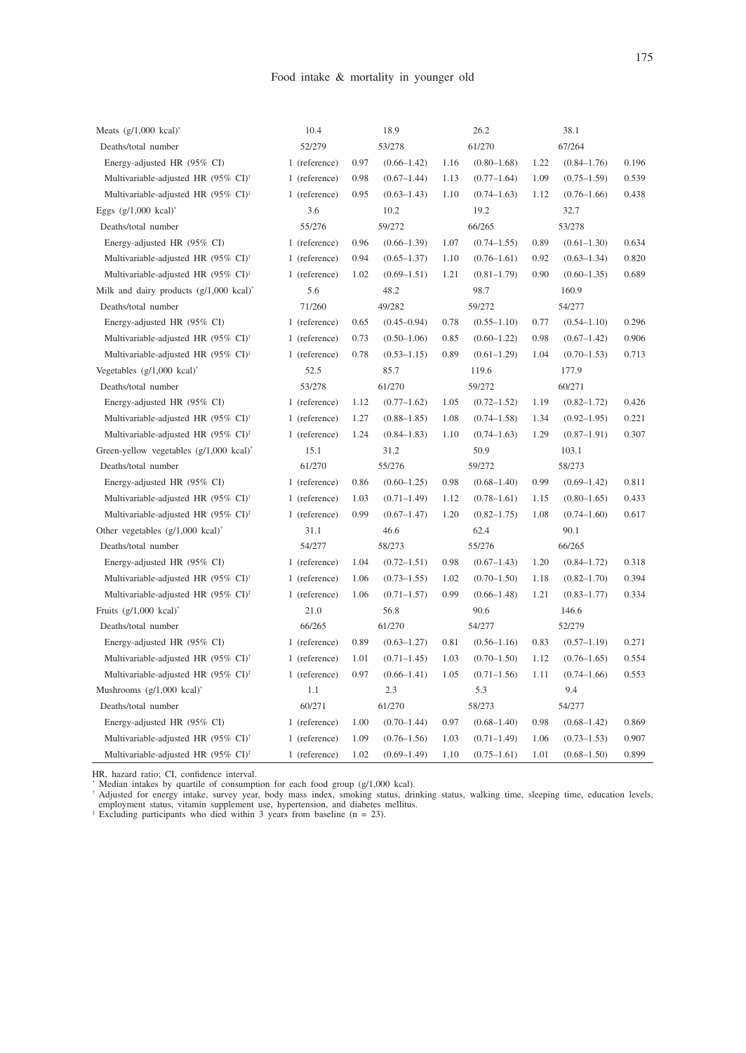| | | | | | | | | |
|---|---|---|---|---|---|---|---|---|
| Meats (g/1,000 kcal)* | 10.4 | | 18.9 | | 26.2 | | 38.1 | |
| Deaths/total number | 52/279 | | 53/278 | | 61/270 | | 67/264 | |
| Energy-adjusted HR (95% CI) | 1 (reference) | 0.97 | (0.66–1.42) | 1.16 | (0.80–1.68) | 1.22 | (0.84–1.76) | 0.196 |
| Multivariable-adjusted HR (95% CI)† | 1 (reference) | 0.98 | (0.67–1.44) | 1.13 | (0.77–1.64) | 1.09 | (0.75–1.59) | 0.539 |
| Multivariable-adjusted HR (95% CI)‡ | 1 (reference) | 0.95 | (0.63–1.43) | 1.10 | (0.74–1.63) | 1.12 | (0.76–1.66) | 0.438 |
| Eggs (g/1,000 kcal)* | 3.6 | | 10.2 | | 19.2 | | 32.7 | |
| Deaths/total number | 55/276 | | 59/272 | | 66/265 | | 53/278 | |
| Energy-adjusted HR (95% CI) | 1 (reference) | 0.96 | (0.66–1.39) | 1.07 | (0.74–1.55) | 0.89 | (0.61–1.30) | 0.634 |
| Multivariable-adjusted HR (95% CI)† | 1 (reference) | 0.94 | (0.65–1.37) | 1.10 | (0.76–1.61) | 0.92 | (0.63–1.34) | 0.820 |
| Multivariable-adjusted HR (95% CI)‡ | 1 (reference) | 1.02 | (0.69–1.51) | 1.21 | (0.81–1.79) | 0.90 | (0.60–1.35) | 0.689 |
| Milk and dairy products (g/1,000 kcal)* | 5.6 | | 48.2 | | 98.7 | | 160.9 | |
| Deaths/total number | 71/260 | | 49/282 | | 59/272 | | 54/277 | |
| Energy-adjusted HR (95% CI) | 1 (reference) | 0.65 | (0.45–0.94) | 0.78 | (0.55–1.10) | 0.77 | (0.54–1.10) | 0.296 |
| Multivariable-adjusted HR (95% CI)† | 1 (reference) | 0.73 | (0.50–1.06) | 0.85 | (0.60–1.22) | 0.98 | (0.67–1.42) | 0.906 |
| Multivariable-adjusted HR (95% CI)‡ | 1 (reference) | 0.78 | (0.53–1.15) | 0.89 | (0.61–1.29) | 1.04 | (0.70–1.53) | 0.713 |
| Vegetables (g/1,000 kcal)* | 52.5 | | 85.7 | | 119.6 | | 177.9 | |
| Deaths/total number | 53/278 | | 61/270 | | 59/272 | | 60/271 | |
| Energy-adjusted HR (95% CI) | 1 (reference) | 1.12 | (0.77–1.62) | 1.05 | (0.72–1.52) | 1.19 | (0.82–1.72) | 0.426 |
| Multivariable-adjusted HR (95% CI)† | 1 (reference) | 1.27 | (0.88–1.85) | 1.08 | (0.74–1.58) | 1.34 | (0.92–1.95) | 0.221 |
| Multivariable-adjusted HR (95% CI)‡ | 1 (reference) | 1.24 | (0.84–1.83) | 1.10 | (0.74–1.63) | 1.29 | (0.87–1.91) | 0.307 |
| Green-yellow vegetables (g/1,000 kcal)* | 15.1 | | 31.2 | | 50.9 | | 103.1 | |
| Deaths/total number | 61/270 | | 55/276 | | 59/272 | | 58/273 | |
| Energy-adjusted HR (95% CI) | 1 (reference) | 0.86 | (0.60–1.25) | 0.98 | (0.68–1.40) | 0.99 | (0.69–1.42) | 0.811 |
| Multivariable-adjusted HR (95% CI)† | 1 (reference) | 1.03 | (0.71–1.49) | 1.12 | (0.78–1.61) | 1.15 | (0.80–1.65) | 0.433 |
| Multivariable-adjusted HR (95% CI)‡ | 1 (reference) | 0.99 | (0.67–1.47) | 1.20 | (0.82–1.75) | 1.08 | (0.74–1.60) | 0.617 |
| Other vegetables (g/1,000 kcal)* | 31.1 | | 46.6 | | 62.4 | | 90.1 | |
| Deaths/total number | 54/277 | | 58/273 | | 55/276 | | 66/265 | |
| Energy-adjusted HR (95% CI) | 1 (reference) | 1.04 | (0.72–1.51) | 0.98 | (0.67–1.43) | 1.20 | (0.84–1.72) | 0.318 |
| Multivariable-adjusted HR (95% CI)† | 1 (reference) | 1.06 | (0.73–1.55) | 1.02 | (0.70–1.50) | 1.18 | (0.82–1.70) | 0.394 |
| Multivariable-adjusted HR (95% CI)‡ | 1 (reference) | 1.06 | (0.71–1.57) | 0.99 | (0.66–1.48) | 1.21 | (0.83–1.77) | 0.334 |
| Fruits (g/1,000 kcal)* | 21.0 | | 56.8 | | 90.6 | | 146.6 | |
| Deaths/total number | 66/265 | | 61/270 | | 54/277 | | 52/279 | |
| Energy-adjusted HR (95% CI) | 1 (reference) | 0.89 | (0.63–1.27) | 0.81 | (0.56–1.16) | 0.83 | (0.57–1.19) | 0.271 |
| Multivariable-adjusted HR (95% CI)† | 1 (reference) | 1.01 | (0.71–1.45) | 1.03 | (0.70–1.50) | 1.12 | (0.76–1.65) | 0.554 |
| Multivariable-adjusted HR (95% CI)‡ | 1 (reference) | 0.97 | (0.66–1.41) | 1.05 | (0.71–1.56) | 1.11 | (0.74–1.66) | 0.553 |
| Mushrooms (g/1,000 kcal)* | 1.1 | | 2.3 | | 5.3 | | 9.4 | |
| Deaths/total number | 60/271 | | 61/270 | | 58/273 | | 54/277 | |
| Energy-adjusted HR (95% CI) | 1 (reference) | 1.00 | (0.70–1.44) | 0.97 | (0.68–1.40) | 0.98 | (0.68–1.42) | 0.869 |
| Multivariable-adjusted HR (95% CI)† | 1 (reference) | 1.09 | (0.76–1.56) | 1.03 | (0.71–1.49) | 1.06 | (0.73–1.53) | 0.907 |
| Multivariable-adjusted HR (95% CI)‡ | 1 (reference) | 1.02 | (0.69–1.49) | 1.10 | (0.75–1.61) | 1.01 | (0.68–1.50) | 0.899 |

HR, hazard ratio; CI, confidence interval.
* Median intakes by quartile of consumption for each food group (g/1,000 kcal).
† Adjusted for energy intake, survey year, body mass index, smoking status, drinking status, walking time, sleeping time, education levels, employment status, vitamin supplement use, hypertension, and diabetes mellitus.
‡ Excluding participants who died within 3 years from baseline (n = 23).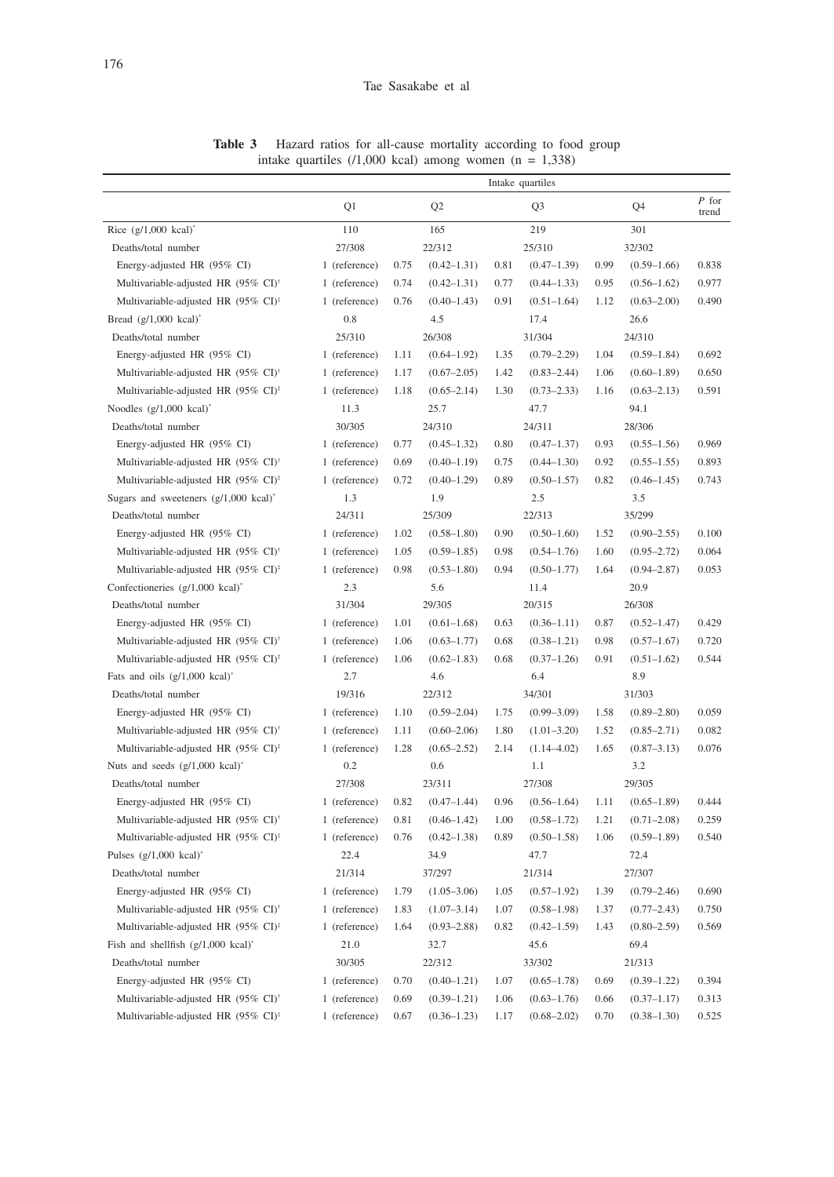**Table 3** Hazard ratios for all-cause mortality according to food group intake quartiles (/1,000 kcal) among women (n = 1,338)

| | Intake quartiles | | | | | | | |
|---|---|---|---|---|---|---|---|---|
| | Q1 | Q2 | | Q3 | | Q4 | | *P* for trend |
| Rice (g/1,000 kcal)* | 110 | 165 | | 219 | | 301 | | |
| Deaths/total number | 27/308 | 22/312 | | 25/310 | | 32/302 | | |
| Energy-adjusted HR (95% CI) | 1 (reference) | 0.75 | (0.42–1.31) | 0.81 | (0.47–1.39) | 0.99 | (0.59–1.66) | 0.838 |
| Multivariable-adjusted HR (95% CI)† | 1 (reference) | 0.74 | (0.42–1.31) | 0.77 | (0.44–1.33) | 0.95 | (0.56–1.62) | 0.977 |
| Multivariable-adjusted HR (95% CI)‡ | 1 (reference) | 0.76 | (0.40–1.43) | 0.91 | (0.51–1.64) | 1.12 | (0.63–2.00) | 0.490 |
| Bread (g/1,000 kcal)* | 0.8 | 4.5 | | 17.4 | | 26.6 | | |
| Deaths/total number | 25/310 | 26/308 | | 31/304 | | 24/310 | | |
| Energy-adjusted HR (95% CI) | 1 (reference) | 1.11 | (0.64–1.92) | 1.35 | (0.79–2.29) | 1.04 | (0.59–1.84) | 0.692 |
| Multivariable-adjusted HR (95% CI)† | 1 (reference) | 1.17 | (0.67–2.05) | 1.42 | (0.83–2.44) | 1.06 | (0.60–1.89) | 0.650 |
| Multivariable-adjusted HR (95% CI)‡ | 1 (reference) | 1.18 | (0.65–2.14) | 1.30 | (0.73–2.33) | 1.16 | (0.63–2.13) | 0.591 |
| Noodles (g/1,000 kcal)* | 11.3 | 25.7 | | 47.7 | | 94.1 | | |
| Deaths/total number | 30/305 | 24/310 | | 24/311 | | 28/306 | | |
| Energy-adjusted HR (95% CI) | 1 (reference) | 0.77 | (0.45–1.32) | 0.80 | (0.47–1.37) | 0.93 | (0.55–1.56) | 0.969 |
| Multivariable-adjusted HR (95% CI)† | 1 (reference) | 0.69 | (0.40–1.19) | 0.75 | (0.44–1.30) | 0.92 | (0.55–1.55) | 0.893 |
| Multivariable-adjusted HR (95% CI)‡ | 1 (reference) | 0.72 | (0.40–1.29) | 0.89 | (0.50–1.57) | 0.82 | (0.46–1.45) | 0.743 |
| Sugars and sweeteners (g/1,000 kcal)* | 1.3 | 1.9 | | 2.5 | | 3.5 | | |
| Deaths/total number | 24/311 | 25/309 | | 22/313 | | 35/299 | | |
| Energy-adjusted HR (95% CI) | 1 (reference) | 1.02 | (0.58–1.80) | 0.90 | (0.50–1.60) | 1.52 | (0.90–2.55) | 0.100 |
| Multivariable-adjusted HR (95% CI)† | 1 (reference) | 1.05 | (0.59–1.85) | 0.98 | (0.54–1.76) | 1.60 | (0.95–2.72) | 0.064 |
| Multivariable-adjusted HR (95% CI)‡ | 1 (reference) | 0.98 | (0.53–1.80) | 0.94 | (0.50–1.77) | 1.64 | (0.94–2.87) | 0.053 |
| Confectioneries (g/1,000 kcal)* | 2.3 | 5.6 | | 11.4 | | 20.9 | | |
| Deaths/total number | 31/304 | 29/305 | | 20/315 | | 26/308 | | |
| Energy-adjusted HR (95% CI) | 1 (reference) | 1.01 | (0.61–1.68) | 0.63 | (0.36–1.11) | 0.87 | (0.52–1.47) | 0.429 |
| Multivariable-adjusted HR (95% CI)† | 1 (reference) | 1.06 | (0.63–1.77) | 0.68 | (0.38–1.21) | 0.98 | (0.57–1.67) | 0.720 |
| Multivariable-adjusted HR (95% CI)‡ | 1 (reference) | 1.06 | (0.62–1.83) | 0.68 | (0.37–1.26) | 0.91 | (0.51–1.62) | 0.544 |
| Fats and oils (g/1,000 kcal)* | 2.7 | 4.6 | | 6.4 | | 8.9 | | |
| Deaths/total number | 19/316 | 22/312 | | 34/301 | | 31/303 | | |
| Energy-adjusted HR (95% CI) | 1 (reference) | 1.10 | (0.59–2.04) | 1.75 | (0.99–3.09) | 1.58 | (0.89–2.80) | 0.059 |
| Multivariable-adjusted HR (95% CI)† | 1 (reference) | 1.11 | (0.60–2.06) | 1.80 | (1.01–3.20) | 1.52 | (0.85–2.71) | 0.082 |
| Multivariable-adjusted HR (95% CI)‡ | 1 (reference) | 1.28 | (0.65–2.52) | 2.14 | (1.14–4.02) | 1.65 | (0.87–3.13) | 0.076 |
| Nuts and seeds (g/1,000 kcal)* | 0.2 | 0.6 | | 1.1 | | 3.2 | | |
| Deaths/total number | 27/308 | 23/311 | | 27/308 | | 29/305 | | |
| Energy-adjusted HR (95% CI) | 1 (reference) | 0.82 | (0.47–1.44) | 0.96 | (0.56–1.64) | 1.11 | (0.65–1.89) | 0.444 |
| Multivariable-adjusted HR (95% CI)† | 1 (reference) | 0.81 | (0.46–1.42) | 1.00 | (0.58–1.72) | 1.21 | (0.71–2.08) | 0.259 |
| Multivariable-adjusted HR (95% CI)‡ | 1 (reference) | 0.76 | (0.42–1.38) | 0.89 | (0.50–1.58) | 1.06 | (0.59–1.89) | 0.540 |
| Pulses (g/1,000 kcal)* | 22.4 | 34.9 | | 47.7 | | 72.4 | | |
| Deaths/total number | 21/314 | 37/297 | | 21/314 | | 27/307 | | |
| Energy-adjusted HR (95% CI) | 1 (reference) | 1.79 | (1.05–3.06) | 1.05 | (0.57–1.92) | 1.39 | (0.79–2.46) | 0.690 |
| Multivariable-adjusted HR (95% CI)† | 1 (reference) | 1.83 | (1.07–3.14) | 1.07 | (0.58–1.98) | 1.37 | (0.77–2.43) | 0.750 |
| Multivariable-adjusted HR (95% CI)‡ | 1 (reference) | 1.64 | (0.93–2.88) | 0.82 | (0.42–1.59) | 1.43 | (0.80–2.59) | 0.569 |
| Fish and shellfish (g/1,000 kcal)* | 21.0 | 32.7 | | 45.6 | | 69.4 | | |
| Deaths/total number | 30/305 | 22/312 | | 33/302 | | 21/313 | | |
| Energy-adjusted HR (95% CI) | 1 (reference) | 0.70 | (0.40–1.21) | 1.07 | (0.65–1.78) | 0.69 | (0.39–1.22) | 0.394 |
| Multivariable-adjusted HR (95% CI)† | 1 (reference) | 0.69 | (0.39–1.21) | 1.06 | (0.63–1.76) | 0.66 | (0.37–1.17) | 0.313 |
| Multivariable-adjusted HR (95% CI)‡ | 1 (reference) | 0.67 | (0.36–1.23) | 1.17 | (0.68–2.02) | 0.70 | (0.38–1.30) | 0.525 |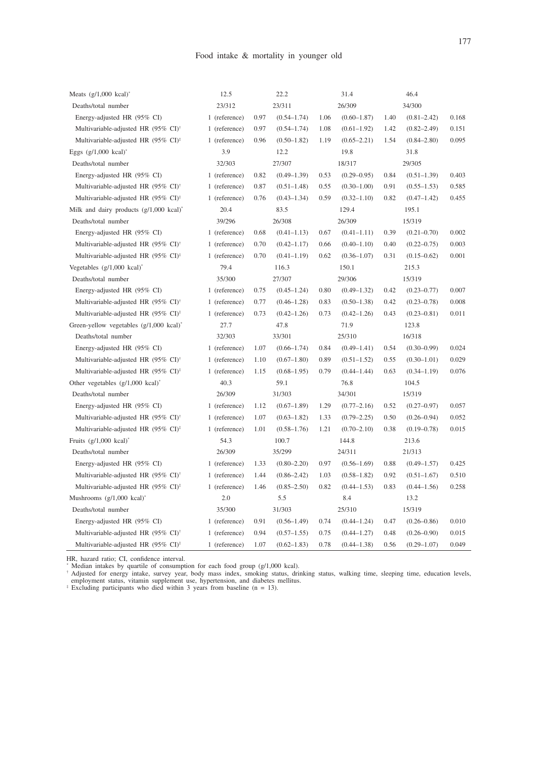| | Q1 | | | | | | | P |
|---|---|---|---|---|---|---|---|---|
| Meats (g/1,000 kcal)* | 12.5 | 22.2 | | 31.4 | | 46.4 | | |
| Deaths/total number | 23/312 | 23/311 | | 26/309 | | 34/300 | | |
| Energy-adjusted HR (95% CI) | 1 (reference) | 0.97 | (0.54–1.74) | 1.06 | (0.60–1.87) | 1.40 | (0.81–2.42) | 0.168 |
| Multivariable-adjusted HR (95% CI)† | 1 (reference) | 0.97 | (0.54–1.74) | 1.08 | (0.61–1.92) | 1.42 | (0.82–2.49) | 0.151 |
| Multivariable-adjusted HR (95% CI)‡ | 1 (reference) | 0.96 | (0.50–1.82) | 1.19 | (0.65–2.21) | 1.54 | (0.84–2.80) | 0.095 |
| Eggs (g/1,000 kcal)* | 3.9 | 12.2 | | 19.8 | | 31.8 | | |
| Deaths/total number | 32/303 | 27/307 | | 18/317 | | 29/305 | | |
| Energy-adjusted HR (95% CI) | 1 (reference) | 0.82 | (0.49–1.39) | 0.53 | (0.29–0.95) | 0.84 | (0.51–1.39) | 0.403 |
| Multivariable-adjusted HR (95% CI)† | 1 (reference) | 0.87 | (0.51–1.48) | 0.55 | (0.30–1.00) | 0.91 | (0.55–1.53) | 0.585 |
| Multivariable-adjusted HR (95% CI)‡ | 1 (reference) | 0.76 | (0.43–1.34) | 0.59 | (0.32–1.10) | 0.82 | (0.47–1.42) | 0.455 |
| Milk and dairy products (g/1,000 kcal)* | 20.4 | 83.5 | | 129.4 | | 195.1 | | |
| Deaths/total number | 39/296 | 26/308 | | 26/309 | | 15/319 | | |
| Energy-adjusted HR (95% CI) | 1 (reference) | 0.68 | (0.41–1.13) | 0.67 | (0.41–1.11) | 0.39 | (0.21–0.70) | 0.002 |
| Multivariable-adjusted HR (95% CI)† | 1 (reference) | 0.70 | (0.42–1.17) | 0.66 | (0.40–1.10) | 0.40 | (0.22–0.75) | 0.003 |
| Multivariable-adjusted HR (95% CI)‡ | 1 (reference) | 0.70 | (0.41–1.19) | 0.62 | (0.36–1.07) | 0.31 | (0.15–0.62) | 0.001 |
| Vegetables (g/1,000 kcal)* | 79.4 | 116.3 | | 150.1 | | 215.3 | | |
| Deaths/total number | 35/300 | 27/307 | | 29/306 | | 15/319 | | |
| Energy-adjusted HR (95% CI) | 1 (reference) | 0.75 | (0.45–1.24) | 0.80 | (0.49–1.32) | 0.42 | (0.23–0.77) | 0.007 |
| Multivariable-adjusted HR (95% CI)† | 1 (reference) | 0.77 | (0.46–1.28) | 0.83 | (0.50–1.38) | 0.42 | (0.23–0.78) | 0.008 |
| Multivariable-adjusted HR (95% CI)‡ | 1 (reference) | 0.73 | (0.42–1.26) | 0.73 | (0.42–1.26) | 0.43 | (0.23–0.81) | 0.011 |
| Green-yellow vegetables (g/1,000 kcal)* | 27.7 | 47.8 | | 71.9 | | 123.8 | | |
| Deaths/total number | 32/303 | 33/301 | | 25/310 | | 16/318 | | |
| Energy-adjusted HR (95% CI) | 1 (reference) | 1.07 | (0.66–1.74) | 0.84 | (0.49–1.41) | 0.54 | (0.30–0.99) | 0.024 |
| Multivariable-adjusted HR (95% CI)† | 1 (reference) | 1.10 | (0.67–1.80) | 0.89 | (0.51–1.52) | 0.55 | (0.30–1.01) | 0.029 |
| Multivariable-adjusted HR (95% CI)‡ | 1 (reference) | 1.15 | (0.68–1.95) | 0.79 | (0.44–1.44) | 0.63 | (0.34–1.19) | 0.076 |
| Other vegetables (g/1,000 kcal)* | 40.3 | 59.1 | | 76.8 | | 104.5 | | |
| Deaths/total number | 26/309 | 31/303 | | 34/301 | | 15/319 | | |
| Energy-adjusted HR (95% CI) | 1 (reference) | 1.12 | (0.67–1.89) | 1.29 | (0.77–2.16) | 0.52 | (0.27–0.97) | 0.057 |
| Multivariable-adjusted HR (95% CI)† | 1 (reference) | 1.07 | (0.63–1.82) | 1.33 | (0.79–2.25) | 0.50 | (0.26–0.94) | 0.052 |
| Multivariable-adjusted HR (95% CI)‡ | 1 (reference) | 1.01 | (0.58–1.76) | 1.21 | (0.70–2.10) | 0.38 | (0.19–0.78) | 0.015 |
| Fruits (g/1,000 kcal)* | 54.3 | 100.7 | | 144.8 | | 213.6 | | |
| Deaths/total number | 26/309 | 35/299 | | 24/311 | | 21/313 | | |
| Energy-adjusted HR (95% CI) | 1 (reference) | 1.33 | (0.80–2.20) | 0.97 | (0.56–1.69) | 0.88 | (0.49–1.57) | 0.425 |
| Multivariable-adjusted HR (95% CI)† | 1 (reference) | 1.44 | (0.86–2.42) | 1.03 | (0.58–1.82) | 0.92 | (0.51–1.67) | 0.510 |
| Multivariable-adjusted HR (95% CI)‡ | 1 (reference) | 1.46 | (0.85–2.50) | 0.82 | (0.44–1.53) | 0.83 | (0.44–1.56) | 0.258 |
| Mushrooms (g/1,000 kcal)* | 2.0 | 5.5 | | 8.4 | | 13.2 | | |
| Deaths/total number | 35/300 | 31/303 | | 25/310 | | 15/319 | | |
| Energy-adjusted HR (95% CI) | 1 (reference) | 0.91 | (0.56–1.49) | 0.74 | (0.44–1.24) | 0.47 | (0.26–0.86) | 0.010 |
| Multivariable-adjusted HR (95% CI)† | 1 (reference) | 0.94 | (0.57–1.55) | 0.75 | (0.44–1.27) | 0.48 | (0.26–0.90) | 0.015 |
| Multivariable-adjusted HR (95% CI)‡ | 1 (reference) | 1.07 | (0.62–1.83) | 0.78 | (0.44–1.38) | 0.56 | (0.29–1.07) | 0.049 |

HR, hazard ratio; CI, confidence interval.

\* Median intakes by quartile of consumption for each food group (g/1,000 kcal).

† Adjusted for energy intake, survey year, body mass index, smoking status, drinking status, walking time, sleeping time, education levels, employment status, vitamin supplement use, hypertension, and diabetes mellitus.

‡ Excluding participants who died within 3 years from baseline (n = 13).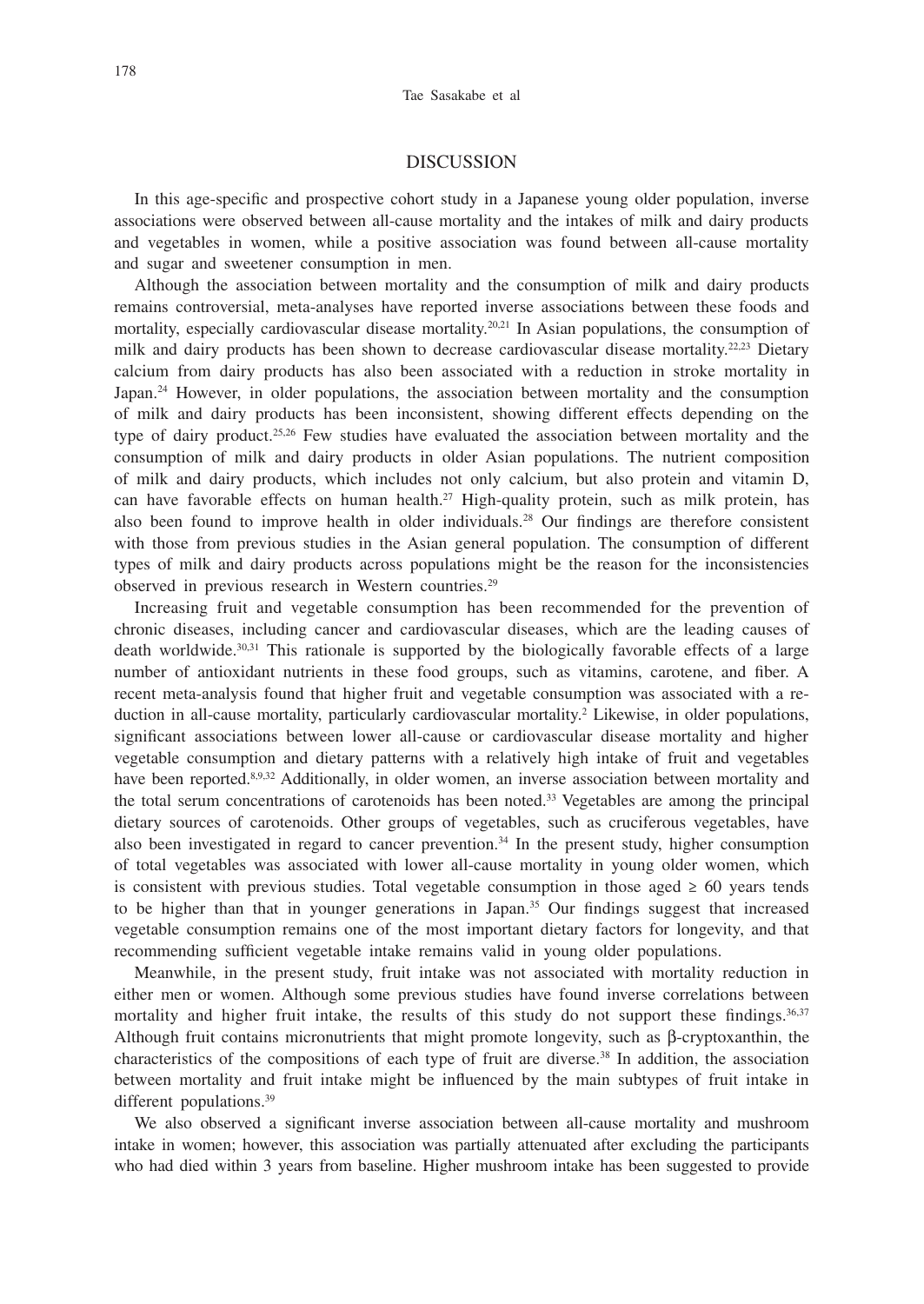## DISCUSSION

In this age-specific and prospective cohort study in a Japanese young older population, inverse associations were observed between all-cause mortality and the intakes of milk and dairy products and vegetables in women, while a positive association was found between all-cause mortality and sugar and sweetener consumption in men.

Although the association between mortality and the consumption of milk and dairy products remains controversial, meta-analyses have reported inverse associations between these foods and mortality, especially cardiovascular disease mortality.[20,21] In Asian populations, the consumption of milk and dairy products has been shown to decrease cardiovascular disease mortality.[22,23] Dietary calcium from dairy products has also been associated with a reduction in stroke mortality in Japan.[24] However, in older populations, the association between mortality and the consumption of milk and dairy products has been inconsistent, showing different effects depending on the type of dairy product.[25,26] Few studies have evaluated the association between mortality and the consumption of milk and dairy products in older Asian populations. The nutrient composition of milk and dairy products, which includes not only calcium, but also protein and vitamin D, can have favorable effects on human health.[27] High-quality protein, such as milk protein, has also been found to improve health in older individuals.[28] Our findings are therefore consistent with those from previous studies in the Asian general population. The consumption of different types of milk and dairy products across populations might be the reason for the inconsistencies observed in previous research in Western countries.[29]

Increasing fruit and vegetable consumption has been recommended for the prevention of chronic diseases, including cancer and cardiovascular diseases, which are the leading causes of death worldwide.[30,31] This rationale is supported by the biologically favorable effects of a large number of antioxidant nutrients in these food groups, such as vitamins, carotene, and fiber. A recent meta-analysis found that higher fruit and vegetable consumption was associated with a reduction in all-cause mortality, particularly cardiovascular mortality.[2] Likewise, in older populations, significant associations between lower all-cause or cardiovascular disease mortality and higher vegetable consumption and dietary patterns with a relatively high intake of fruit and vegetables have been reported.[8,9,32] Additionally, in older women, an inverse association between mortality and the total serum concentrations of carotenoids has been noted.[33] Vegetables are among the principal dietary sources of carotenoids. Other groups of vegetables, such as cruciferous vegetables, have also been investigated in regard to cancer prevention.[34] In the present study, higher consumption of total vegetables was associated with lower all-cause mortality in young older women, which is consistent with previous studies. Total vegetable consumption in those aged ≥ 60 years tends to be higher than that in younger generations in Japan.[35] Our findings suggest that increased vegetable consumption remains one of the most important dietary factors for longevity, and that recommending sufficient vegetable intake remains valid in young older populations.

Meanwhile, in the present study, fruit intake was not associated with mortality reduction in either men or women. Although some previous studies have found inverse correlations between mortality and higher fruit intake, the results of this study do not support these findings.[36,37] Although fruit contains micronutrients that might promote longevity, such as β-cryptoxanthin, the characteristics of the compositions of each type of fruit are diverse.[38] In addition, the association between mortality and fruit intake might be influenced by the main subtypes of fruit intake in different populations.[39]

We also observed a significant inverse association between all-cause mortality and mushroom intake in women; however, this association was partially attenuated after excluding the participants who had died within 3 years from baseline. Higher mushroom intake has been suggested to provide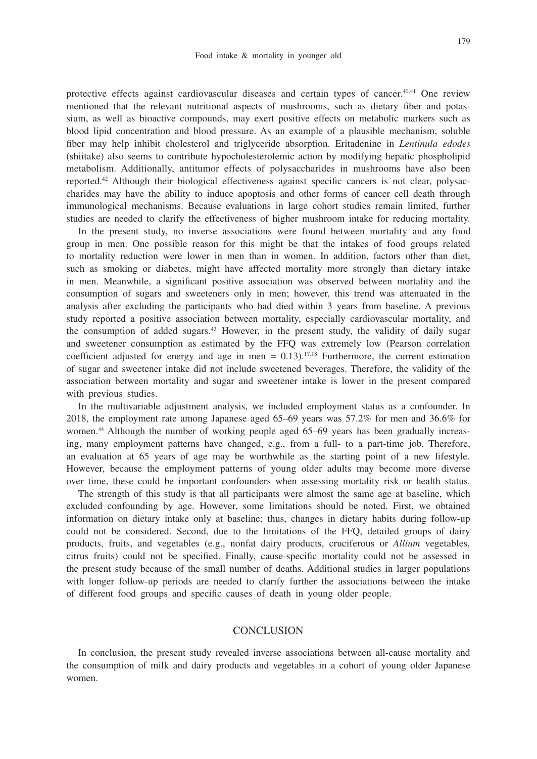protective effects against cardiovascular diseases and certain types of cancer.[40,41] One review mentioned that the relevant nutritional aspects of mushrooms, such as dietary fiber and potassium, as well as bioactive compounds, may exert positive effects on metabolic markers such as blood lipid concentration and blood pressure. As an example of a plausible mechanism, soluble fiber may help inhibit cholesterol and triglyceride absorption. Eritadenine in *Lentinula edodes* (shiitake) also seems to contribute hypocholesterolemic action by modifying hepatic phospholipid metabolism. Additionally, antitumor effects of polysaccharides in mushrooms have also been reported.[42] Although their biological effectiveness against specific cancers is not clear, polysaccharides may have the ability to induce apoptosis and other forms of cancer cell death through immunological mechanisms. Because evaluations in large cohort studies remain limited, further studies are needed to clarify the effectiveness of higher mushroom intake for reducing mortality.

In the present study, no inverse associations were found between mortality and any food group in men. One possible reason for this might be that the intakes of food groups related to mortality reduction were lower in men than in women. In addition, factors other than diet, such as smoking or diabetes, might have affected mortality more strongly than dietary intake in men. Meanwhile, a significant positive association was observed between mortality and the consumption of sugars and sweeteners only in men; however, this trend was attenuated in the analysis after excluding the participants who had died within 3 years from baseline. A previous study reported a positive association between mortality, especially cardiovascular mortality, and the consumption of added sugars.[43] However, in the present study, the validity of daily sugar and sweetener consumption as estimated by the FFQ was extremely low (Pearson correlation coefficient adjusted for energy and age in men = 0.13).[17,18] Furthermore, the current estimation of sugar and sweetener intake did not include sweetened beverages. Therefore, the validity of the association between mortality and sugar and sweetener intake is lower in the present compared with previous studies.

In the multivariable adjustment analysis, we included employment status as a confounder. In 2018, the employment rate among Japanese aged 65–69 years was 57.2% for men and 36.6% for women.[44] Although the number of working people aged 65–69 years has been gradually increasing, many employment patterns have changed, e.g., from a full- to a part-time job. Therefore, an evaluation at 65 years of age may be worthwhile as the starting point of a new lifestyle. However, because the employment patterns of young older adults may become more diverse over time, these could be important confounders when assessing mortality risk or health status.

The strength of this study is that all participants were almost the same age at baseline, which excluded confounding by age. However, some limitations should be noted. First, we obtained information on dietary intake only at baseline; thus, changes in dietary habits during follow-up could not be considered. Second, due to the limitations of the FFQ, detailed groups of dairy products, fruits, and vegetables (e.g., nonfat dairy products, cruciferous or *Allium* vegetables, citrus fruits) could not be specified. Finally, cause-specific mortality could not be assessed in the present study because of the small number of deaths. Additional studies in larger populations with longer follow-up periods are needed to clarify further the associations between the intake of different food groups and specific causes of death in young older people.

## CONCLUSION

In conclusion, the present study revealed inverse associations between all-cause mortality and the consumption of milk and dairy products and vegetables in a cohort of young older Japanese women.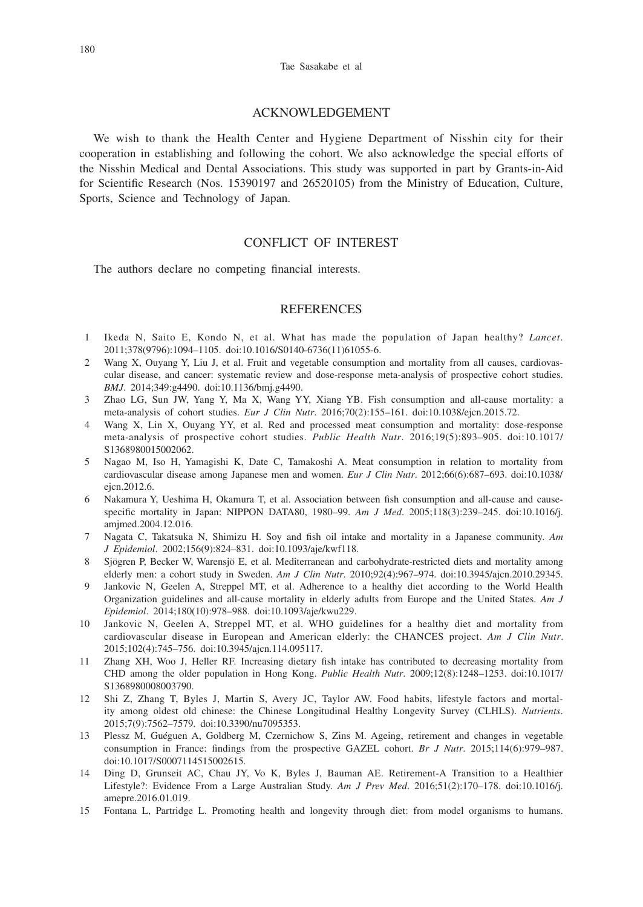## ACKNOWLEDGEMENT

We wish to thank the Health Center and Hygiene Department of Nisshin city for their cooperation in establishing and following the cohort. We also acknowledge the special efforts of the Nisshin Medical and Dental Associations. This study was supported in part by Grants-in-Aid for Scientific Research (Nos. 15390197 and 26520105) from the Ministry of Education, Culture, Sports, Science and Technology of Japan.

## CONFLICT OF INTEREST

The authors declare no competing financial interests.

## REFERENCES

1. Ikeda N, Saito E, Kondo N, et al. What has made the population of Japan healthy? *Lancet*. 2011;378(9796):1094–1105. doi:10.1016/S0140-6736(11)61055-6.
2. Wang X, Ouyang Y, Liu J, et al. Fruit and vegetable consumption and mortality from all causes, cardiovascular disease, and cancer: systematic review and dose-response meta-analysis of prospective cohort studies. *BMJ*. 2014;349:g4490. doi:10.1136/bmj.g4490.
3. Zhao LG, Sun JW, Yang Y, Ma X, Wang YY, Xiang YB. Fish consumption and all-cause mortality: a meta-analysis of cohort studies. *Eur J Clin Nutr*. 2016;70(2):155–161. doi:10.1038/ejcn.2015.72.
4. Wang X, Lin X, Ouyang YY, et al. Red and processed meat consumption and mortality: dose-response meta-analysis of prospective cohort studies. *Public Health Nutr*. 2016;19(5):893–905. doi:10.1017/S1368980015002062.
5. Nagao M, Iso H, Yamagishi K, Date C, Tamakoshi A. Meat consumption in relation to mortality from cardiovascular disease among Japanese men and women. *Eur J Clin Nutr*. 2012;66(6):687–693. doi:10.1038/ejcn.2012.6.
6. Nakamura Y, Ueshima H, Okamura T, et al. Association between fish consumption and all-cause and cause-specific mortality in Japan: NIPPON DATA80, 1980–99. *Am J Med*. 2005;118(3):239–245. doi:10.1016/j.amjmed.2004.12.016.
7. Nagata C, Takatsuka N, Shimizu H. Soy and fish oil intake and mortality in a Japanese community. *Am J Epidemiol*. 2002;156(9):824–831. doi:10.1093/aje/kwf118.
8. Sjögren P, Becker W, Warensjö E, et al. Mediterranean and carbohydrate-restricted diets and mortality among elderly men: a cohort study in Sweden. *Am J Clin Nutr*. 2010;92(4):967–974. doi:10.3945/ajcn.2010.29345.
9. Jankovic N, Geelen A, Streppel MT, et al. Adherence to a healthy diet according to the World Health Organization guidelines and all-cause mortality in elderly adults from Europe and the United States. *Am J Epidemiol*. 2014;180(10):978–988. doi:10.1093/aje/kwu229.
10. Jankovic N, Geelen A, Streppel MT, et al. WHO guidelines for a healthy diet and mortality from cardiovascular disease in European and American elderly: the CHANCES project. *Am J Clin Nutr*. 2015;102(4):745–756. doi:10.3945/ajcn.114.095117.
11. Zhang XH, Woo J, Heller RF. Increasing dietary fish intake has contributed to decreasing mortality from CHD among the older population in Hong Kong. *Public Health Nutr*. 2009;12(8):1248–1253. doi:10.1017/S1368980008003790.
12. Shi Z, Zhang T, Byles J, Martin S, Avery JC, Taylor AW. Food habits, lifestyle factors and mortality among oldest old chinese: the Chinese Longitudinal Healthy Longevity Survey (CLHLS). *Nutrients*. 2015;7(9):7562–7579. doi:10.3390/nu7095353.
13. Plessz M, Guéguen A, Goldberg M, Czernichow S, Zins M. Ageing, retirement and changes in vegetable consumption in France: findings from the prospective GAZEL cohort. *Br J Nutr*. 2015;114(6):979–987. doi:10.1017/S0007114515002615.
14. Ding D, Grunseit AC, Chau JY, Vo K, Byles J, Bauman AE. Retirement-A Transition to a Healthier Lifestyle?: Evidence From a Large Australian Study. *Am J Prev Med*. 2016;51(2):170–178. doi:10.1016/j.amepre.2016.01.019.
15. Fontana L, Partridge L. Promoting health and longevity through diet: from model organisms to humans.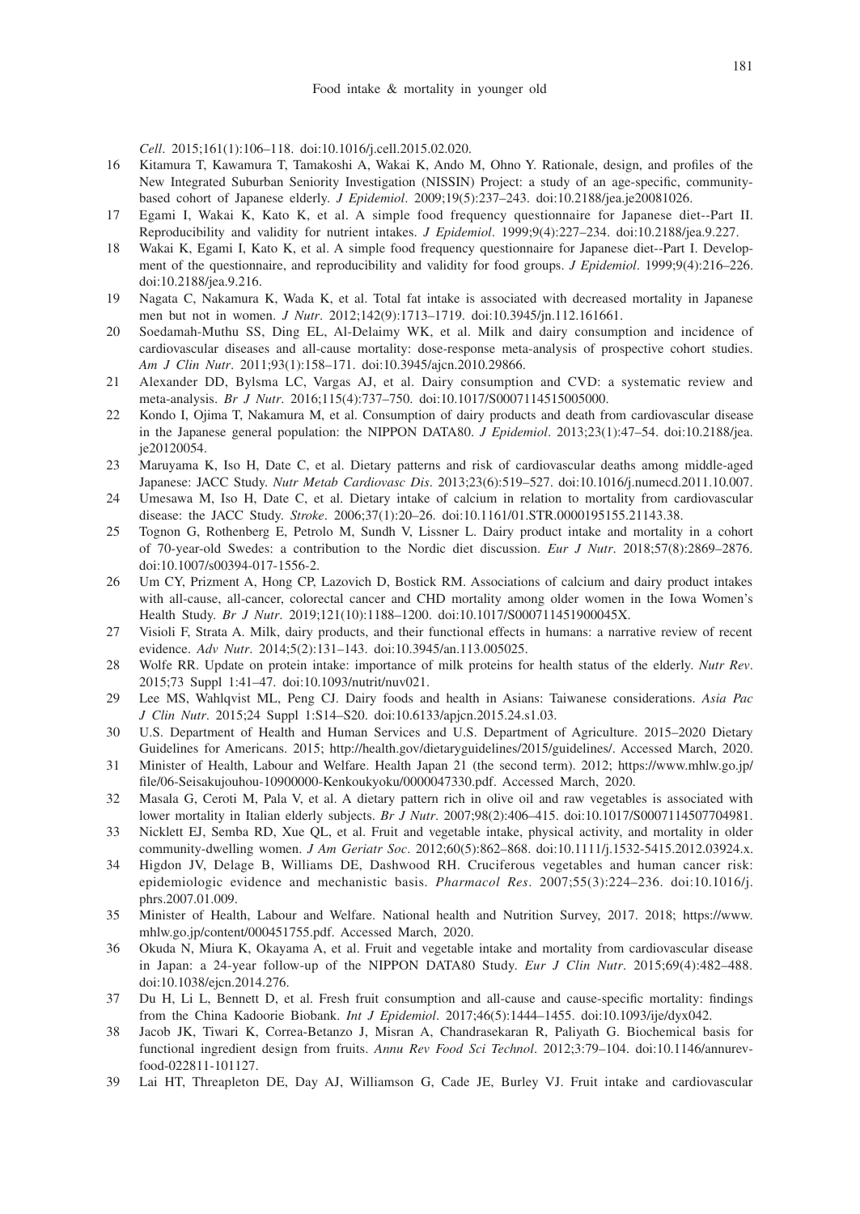*Cell*. 2015;161(1):106–118. doi:10.1016/j.cell.2015.02.020.

16 Kitamura T, Kawamura T, Tamakoshi A, Wakai K, Ando M, Ohno Y. Rationale, design, and profiles of the New Integrated Suburban Seniority Investigation (NISSIN) Project: a study of an age-specific, community-based cohort of Japanese elderly. *J Epidemiol*. 2009;19(5):237–243. doi:10.2188/jea.je20081026.

17 Egami I, Wakai K, Kato K, et al. A simple food frequency questionnaire for Japanese diet--Part II. Reproducibility and validity for nutrient intakes. *J Epidemiol*. 1999;9(4):227–234. doi:10.2188/jea.9.227.

18 Wakai K, Egami I, Kato K, et al. A simple food frequency questionnaire for Japanese diet--Part I. Development of the questionnaire, and reproducibility and validity for food groups. *J Epidemiol*. 1999;9(4):216–226. doi:10.2188/jea.9.216.

19 Nagata C, Nakamura K, Wada K, et al. Total fat intake is associated with decreased mortality in Japanese men but not in women. *J Nutr*. 2012;142(9):1713–1719. doi:10.3945/jn.112.161661.

20 Soedamah-Muthu SS, Ding EL, Al-Delaimy WK, et al. Milk and dairy consumption and incidence of cardiovascular diseases and all-cause mortality: dose-response meta-analysis of prospective cohort studies. *Am J Clin Nutr*. 2011;93(1):158–171. doi:10.3945/ajcn.2010.29866.

21 Alexander DD, Bylsma LC, Vargas AJ, et al. Dairy consumption and CVD: a systematic review and meta-analysis. *Br J Nutr*. 2016;115(4):737–750. doi:10.1017/S0007114515005000.

22 Kondo I, Ojima T, Nakamura M, et al. Consumption of dairy products and death from cardiovascular disease in the Japanese general population: the NIPPON DATA80. *J Epidemiol*. 2013;23(1):47–54. doi:10.2188/jea.je20120054.

23 Maruyama K, Iso H, Date C, et al. Dietary patterns and risk of cardiovascular deaths among middle-aged Japanese: JACC Study. *Nutr Metab Cardiovasc Dis*. 2013;23(6):519–527. doi:10.1016/j.numecd.2011.10.007.

24 Umesawa M, Iso H, Date C, et al. Dietary intake of calcium in relation to mortality from cardiovascular disease: the JACC Study. *Stroke*. 2006;37(1):20–26. doi:10.1161/01.STR.0000195155.21143.38.

25 Tognon G, Rothenberg E, Petrolo M, Sundh V, Lissner L. Dairy product intake and mortality in a cohort of 70-year-old Swedes: a contribution to the Nordic diet discussion. *Eur J Nutr*. 2018;57(8):2869–2876. doi:10.1007/s00394-017-1556-2.

26 Um CY, Prizment A, Hong CP, Lazovich D, Bostick RM. Associations of calcium and dairy product intakes with all-cause, all-cancer, colorectal cancer and CHD mortality among older women in the Iowa Women's Health Study. *Br J Nutr*. 2019;121(10):1188–1200. doi:10.1017/S000711451900045X.

27 Visioli F, Strata A. Milk, dairy products, and their functional effects in humans: a narrative review of recent evidence. *Adv Nutr*. 2014;5(2):131–143. doi:10.3945/an.113.005025.

28 Wolfe RR. Update on protein intake: importance of milk proteins for health status of the elderly. *Nutr Rev*. 2015;73 Suppl 1:41–47. doi:10.1093/nutrit/nuv021.

29 Lee MS, Wahlqvist ML, Peng CJ. Dairy foods and health in Asians: Taiwanese considerations. *Asia Pac J Clin Nutr*. 2015;24 Suppl 1:S14–S20. doi:10.6133/apjcn.2015.24.s1.03.

30 U.S. Department of Health and Human Services and U.S. Department of Agriculture. 2015–2020 Dietary Guidelines for Americans. 2015; http://health.gov/dietaryguidelines/2015/guidelines/. Accessed March, 2020.

31 Minister of Health, Labour and Welfare. Health Japan 21 (the second term). 2012; https://www.mhlw.go.jp/file/06-Seisakujouhou-10900000-Kenkoukyoku/0000047330.pdf. Accessed March, 2020.

32 Masala G, Ceroti M, Pala V, et al. A dietary pattern rich in olive oil and raw vegetables is associated with lower mortality in Italian elderly subjects. *Br J Nutr*. 2007;98(2):406–415. doi:10.1017/S0007114507704981.

33 Nicklett EJ, Semba RD, Xue QL, et al. Fruit and vegetable intake, physical activity, and mortality in older community-dwelling women. *J Am Geriatr Soc*. 2012;60(5):862–868. doi:10.1111/j.1532-5415.2012.03924.x.

34 Higdon JV, Delage B, Williams DE, Dashwood RH. Cruciferous vegetables and human cancer risk: epidemiologic evidence and mechanistic basis. *Pharmacol Res*. 2007;55(3):224–236. doi:10.1016/j.phrs.2007.01.009.

35 Minister of Health, Labour and Welfare. National health and Nutrition Survey, 2017. 2018; https://www.mhlw.go.jp/content/000451755.pdf. Accessed March, 2020.

36 Okuda N, Miura K, Okayama A, et al. Fruit and vegetable intake and mortality from cardiovascular disease in Japan: a 24-year follow-up of the NIPPON DATA80 Study. *Eur J Clin Nutr*. 2015;69(4):482–488. doi:10.1038/ejcn.2014.276.

37 Du H, Li L, Bennett D, et al. Fresh fruit consumption and all-cause and cause-specific mortality: findings from the China Kadoorie Biobank. *Int J Epidemiol*. 2017;46(5):1444–1455. doi:10.1093/ije/dyx042.

38 Jacob JK, Tiwari K, Correa-Betanzo J, Misran A, Chandrasekaran R, Paliyath G. Biochemical basis for functional ingredient design from fruits. *Annu Rev Food Sci Technol*. 2012;3:79–104. doi:10.1146/annurev-food-022811-101127.

39 Lai HT, Threapleton DE, Day AJ, Williamson G, Cade JE, Burley VJ. Fruit intake and cardiovascular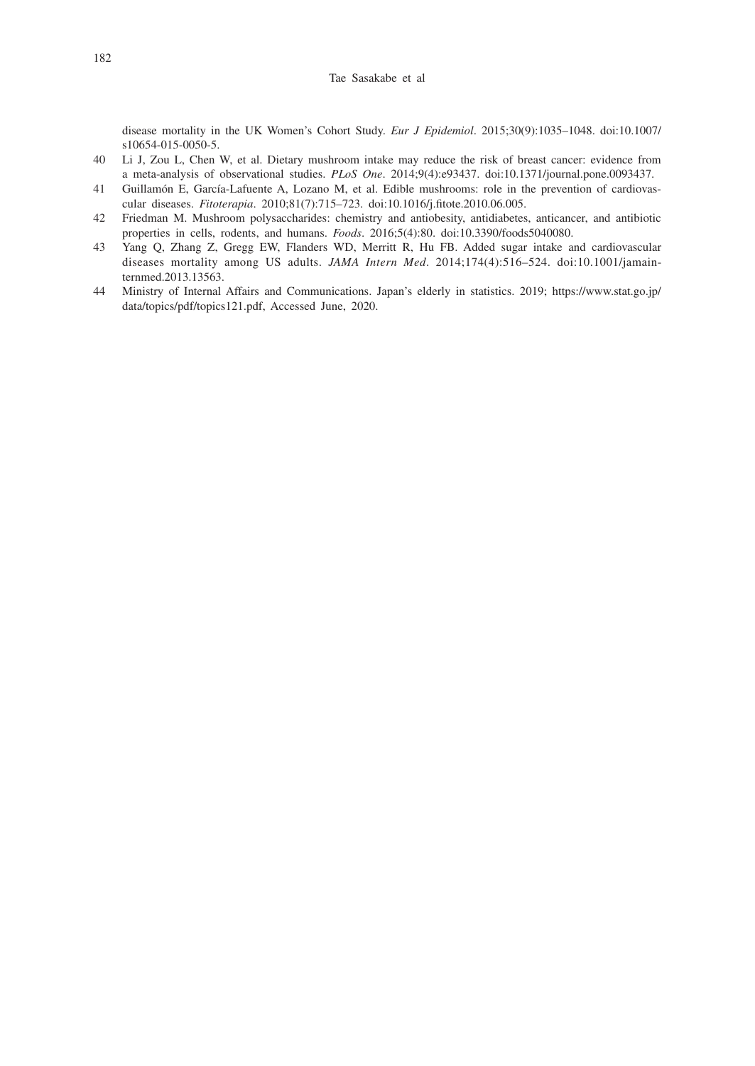disease mortality in the UK Women's Cohort Study. *Eur J Epidemiol*. 2015;30(9):1035–1048. doi:10.1007/s10654-015-0050-5.

40 Li J, Zou L, Chen W, et al. Dietary mushroom intake may reduce the risk of breast cancer: evidence from a meta-analysis of observational studies. *PLoS One*. 2014;9(4):e93437. doi:10.1371/journal.pone.0093437.

41 Guillamón E, García-Lafuente A, Lozano M, et al. Edible mushrooms: role in the prevention of cardiovascular diseases. *Fitoterapia*. 2010;81(7):715–723. doi:10.1016/j.fitote.2010.06.005.

42 Friedman M. Mushroom polysaccharides: chemistry and antiobesity, antidiabetes, anticancer, and antibiotic properties in cells, rodents, and humans. *Foods*. 2016;5(4):80. doi:10.3390/foods5040080.

43 Yang Q, Zhang Z, Gregg EW, Flanders WD, Merritt R, Hu FB. Added sugar intake and cardiovascular diseases mortality among US adults. *JAMA Intern Med*. 2014;174(4):516–524. doi:10.1001/jamainternmed.2013.13563.

44 Ministry of Internal Affairs and Communications. Japan's elderly in statistics. 2019; https://www.stat.go.jp/data/topics/pdf/topics121.pdf, Accessed June, 2020.